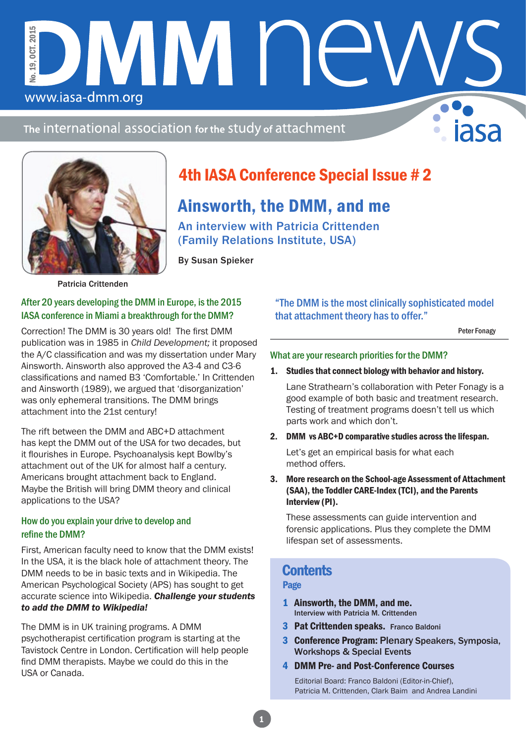# DMM news

No. 19, OCT. 2015

www.iasa-dmm.org

The international association for the study of attachment

iasa

Patricia Crittenden

## 4th IASA Conference Special Issue # 2

# Ainsworth, the DMM, and me

### An interview with Patricia Crittenden (Family Relations Institute, USA)

By Susan Spieker

### After 20 years developing the DMM in Europe, is the 2015 IASA conference in Miami a breakthrough for the DMM?

Correction! The DMM is 30 years old! The first DMM publication was in 1985 in *Child Development;* it proposed the A/C classification and was my dissertation under Mary Ainsworth. Ainsworth also approved the A3-4 and C3-6 classifications and named B3 'Comfortable.' In Crittenden and Ainsworth (1989), we argued that 'disorganization' was only ephemeral transitions. The DMM brings attachment into the 21st century!

The rift between the DMM and ABC+D attachment has kept the DMM out of the USA for two decades, but it flourishes in Europe. Psychoanalysis kept Bowlby's attachment out of the UK for almost half a century. Americans brought attachment back to England. Maybe the British will bring DMM theory and clinical applications to the USA?

### How do you explain your drive to develop and refine the DMM?

First, American faculty need to know that the DMM exists! In the USA, it is the black hole of attachment theory. The DMM needs to be in basic texts and in Wikipedia. The American Psychological Society (APS) has sought to get accurate science into Wikipedia. ***Challenge your students to add the DMM to Wikipedia!***

The DMM is in UK training programs. A DMM psychotherapist certification program is starting at the Tavistock Centre in London. Certification will help people find DMM therapists. Maybe we could do this in the USA or Canada.

> "The DMM is the most clinically sophisticated model that attachment theory has to offer."
>
> Peter Fonagy

### What are your research priorities for the DMM?

1. **Studies that connect biology with behavior and history.**

   Lane Strathearn's collaboration with Peter Fonagy is a good example of both basic and treatment research. Testing of treatment programs doesn't tell us which parts work and which don't.

2. **DMM vs ABC+D comparative studies across the lifespan.**

   Let's get an empirical basis for what each method offers.

3. **More research on the School-age Assessment of Attachment (SAA), the Toddler CARE-Index (TCI), and the Parents Interview (PI).**

   These assessments can guide intervention and forensic applications. Plus they complete the DMM lifespan set of assessments.

## Contents

Page

1. **Ainsworth, the DMM, and me.** Interview with Patricia M. Crittenden
3. **Pat Crittenden speaks.** Franco Baldoni
3. **Conference Program:** Plenary Speakers, Symposia, Workshops & Special Events
4. **DMM Pre- and Post-Conference Courses**

Editorial Board: Franco Baldoni (Editor-in-Chief), Patricia M. Crittenden, Clark Baim and Andrea Landini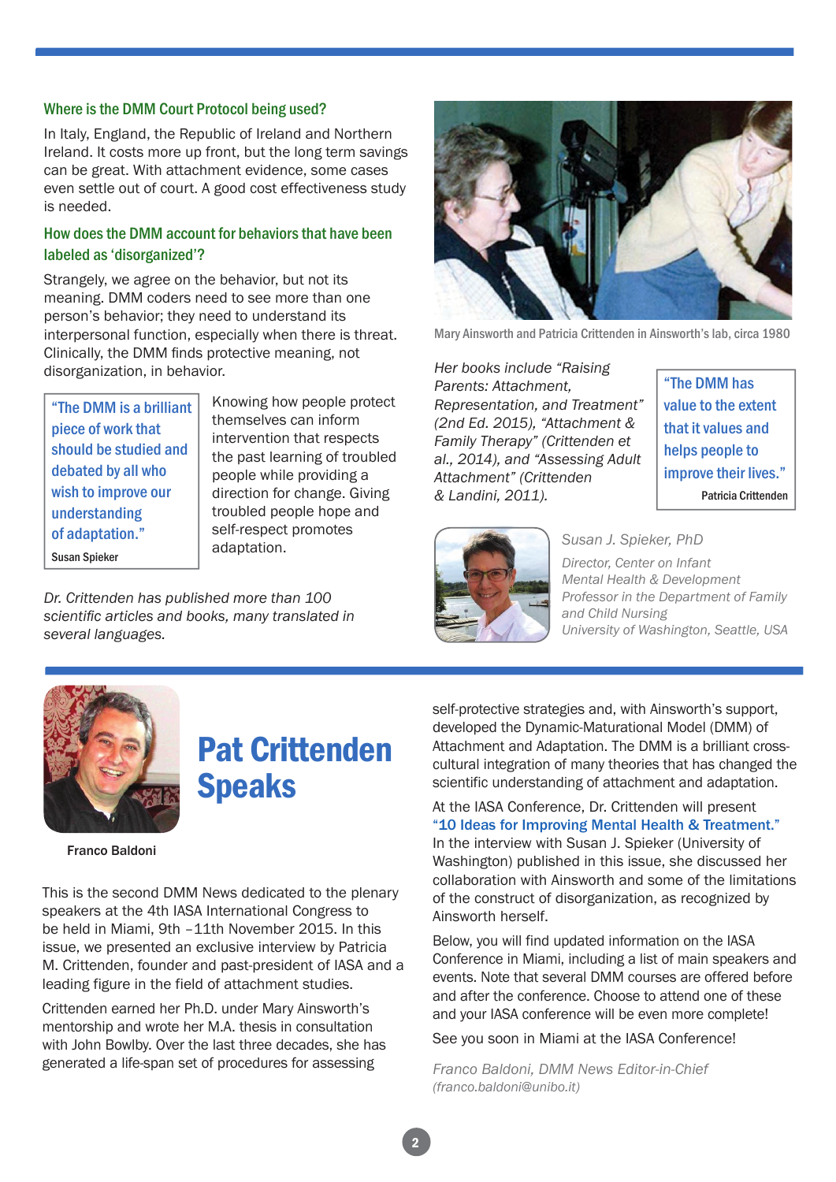### Where is the DMM Court Protocol being used?

In Italy, England, the Republic of Ireland and Northern Ireland. It costs more up front, but the long term savings can be great. With attachment evidence, some cases even settle out of court. A good cost effectiveness study is needed.

### How does the DMM account for behaviors that have been labeled as 'disorganized'?

Strangely, we agree on the behavior, but not its meaning. DMM coders need to see more than one person's behavior; they need to understand its interpersonal function, especially when there is threat. Clinically, the DMM finds protective meaning, not disorganization, in behavior.

> "The DMM is a brilliant piece of work that should be studied and debated by all who wish to improve our understanding of adaptation."
>
> Susan Spieker

Knowing how people protect themselves can inform intervention that respects the past learning of troubled people while providing a direction for change. Giving troubled people hope and self-respect promotes adaptation.

*Dr. Crittenden has published more than 100 scientific articles and books, many translated in several languages.*

Mary Ainsworth and Patricia Crittenden in Ainsworth's lab, circa 1980

*Her books include "Raising Parents: Attachment, Representation, and Treatment" (2nd Ed. 2015), "Attachment & Family Therapy" (Crittenden et al., 2014), and "Assessing Adult Attachment" (Crittenden & Landini, 2011).*

> "The DMM has value to the extent that it values and helps people to improve their lives."
>
> Patricia Crittenden

*Susan J. Spieker, PhD*
*Director, Center on Infant Mental Health & Development*
*Professor in the Department of Family and Child Nursing*
*University of Washington, Seattle, USA*

---

Franco Baldoni

# Pat Crittenden Speaks

This is the second DMM News dedicated to the plenary speakers at the 4th IASA International Congress to be held in Miami, 9th –11th November 2015. In this issue, we presented an exclusive interview by Patricia M. Crittenden, founder and past-president of IASA and a leading figure in the field of attachment studies.

Crittenden earned her Ph.D. under Mary Ainsworth's mentorship and wrote her M.A. thesis in consultation with John Bowlby. Over the last three decades, she has generated a life-span set of procedures for assessing self-protective strategies and, with Ainsworth's support, developed the Dynamic-Maturational Model (DMM) of Attachment and Adaptation. The DMM is a brilliant cross-cultural integration of many theories that has changed the scientific understanding of attachment and adaptation.

At the IASA Conference, Dr. Crittenden will present **"10 Ideas for Improving Mental Health & Treatment."** In the interview with Susan J. Spieker (University of Washington) published in this issue, she discussed her collaboration with Ainsworth and some of the limitations of the construct of disorganization, as recognized by Ainsworth herself.

Below, you will find updated information on the IASA Conference in Miami, including a list of main speakers and events. Note that several DMM courses are offered before and after the conference. Choose to attend one of these and your IASA conference will be even more complete!

See you soon in Miami at the IASA Conference!

*Franco Baldoni, DMM News Editor-in-Chief*
*(franco.baldoni@unibo.it)*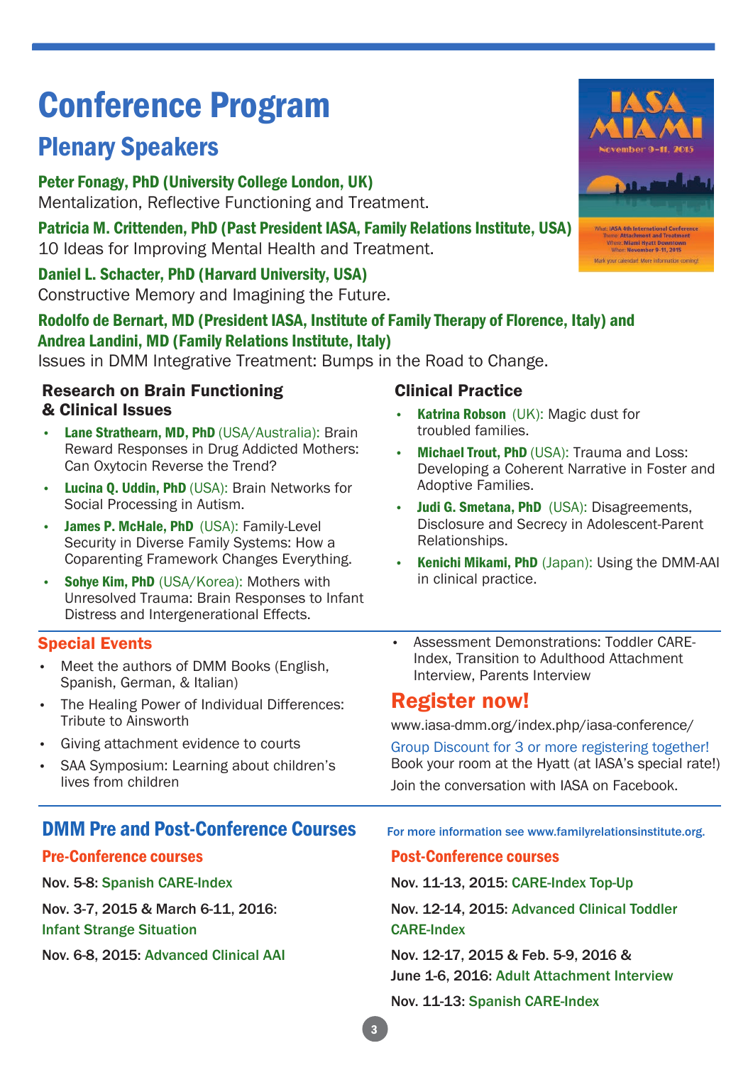# Conference Program

## Plenary Speakers

**Peter Fonagy, PhD (University College London, UK)**
Mentalization, Reflective Functioning and Treatment.

**Patricia M. Crittenden, PhD (Past President IASA, Family Relations Institute, USA)**
10 Ideas for Improving Mental Health and Treatment.

**Daniel L. Schacter, PhD (Harvard University, USA)**
Constructive Memory and Imagining the Future.

**Rodolfo de Bernart, MD (President IASA, Institute of Family Therapy of Florence, Italy) and Andrea Landini, MD (Family Relations Institute, Italy)**
Issues in DMM Integrative Treatment: Bumps in the Road to Change.

IASA MIAMI
November 9–11, 2015
What: IASA 4th International Conference
Theme: Attachment and Treatment
Where: Miami Hyatt Downtown
When: November 9-11, 2015
Mark your calendar! More information coming!

### Research on Brain Functioning & Clinical Issues

- **Lane Strathearn, MD, PhD** (USA/Australia): Brain Reward Responses in Drug Addicted Mothers: Can Oxytocin Reverse the Trend?
- **Lucina Q. Uddin, PhD** (USA): Brain Networks for Social Processing in Autism.
- **James P. McHale, PhD** (USA): Family-Level Security in Diverse Family Systems: How a Coparenting Framework Changes Everything.
- **Sohye Kim, PhD** (USA/Korea): Mothers with Unresolved Trauma: Brain Responses to Infant Distress and Intergenerational Effects.

### Clinical Practice

- **Katrina Robson** (UK): Magic dust for troubled families.
- **Michael Trout, PhD** (USA): Trauma and Loss: Developing a Coherent Narrative in Foster and Adoptive Families.
- **Judi G. Smetana, PhD** (USA): Disagreements, Disclosure and Secrecy in Adolescent-Parent Relationships.
- **Kenichi Mikami, PhD** (Japan): Using the DMM-AAI in clinical practice.

## Special Events

- Meet the authors of DMM Books (English, Spanish, German, & Italian)
- The Healing Power of Individual Differences: Tribute to Ainsworth
- Giving attachment evidence to courts
- SAA Symposium: Learning about children's lives from children
- Assessment Demonstrations: Toddler CARE-Index, Transition to Adulthood Attachment Interview, Parents Interview

## Register now!

www.iasa-dmm.org/index.php/iasa-conference/

Group Discount for 3 or more registering together!
Book your room at the Hyatt (at IASA's special rate!)
Join the conversation with IASA on Facebook.

## DMM Pre and Post-Conference Courses

For more information see www.familyrelationsinstitute.org.

### Pre-Conference courses

Nov. 5-8: Spanish CARE-Index

Nov. 3-7, 2015 & March 6-11, 2016: Infant Strange Situation

Nov. 6-8, 2015: Advanced Clinical AAI

### Post-Conference courses

Nov. 11-13, 2015: CARE-Index Top-Up

Nov. 12-14, 2015: Advanced Clinical Toddler CARE-Index

Nov. 12-17, 2015 & Feb. 5-9, 2016 & June 1-6, 2016: Adult Attachment Interview

Nov. 11-13: Spanish CARE-Index